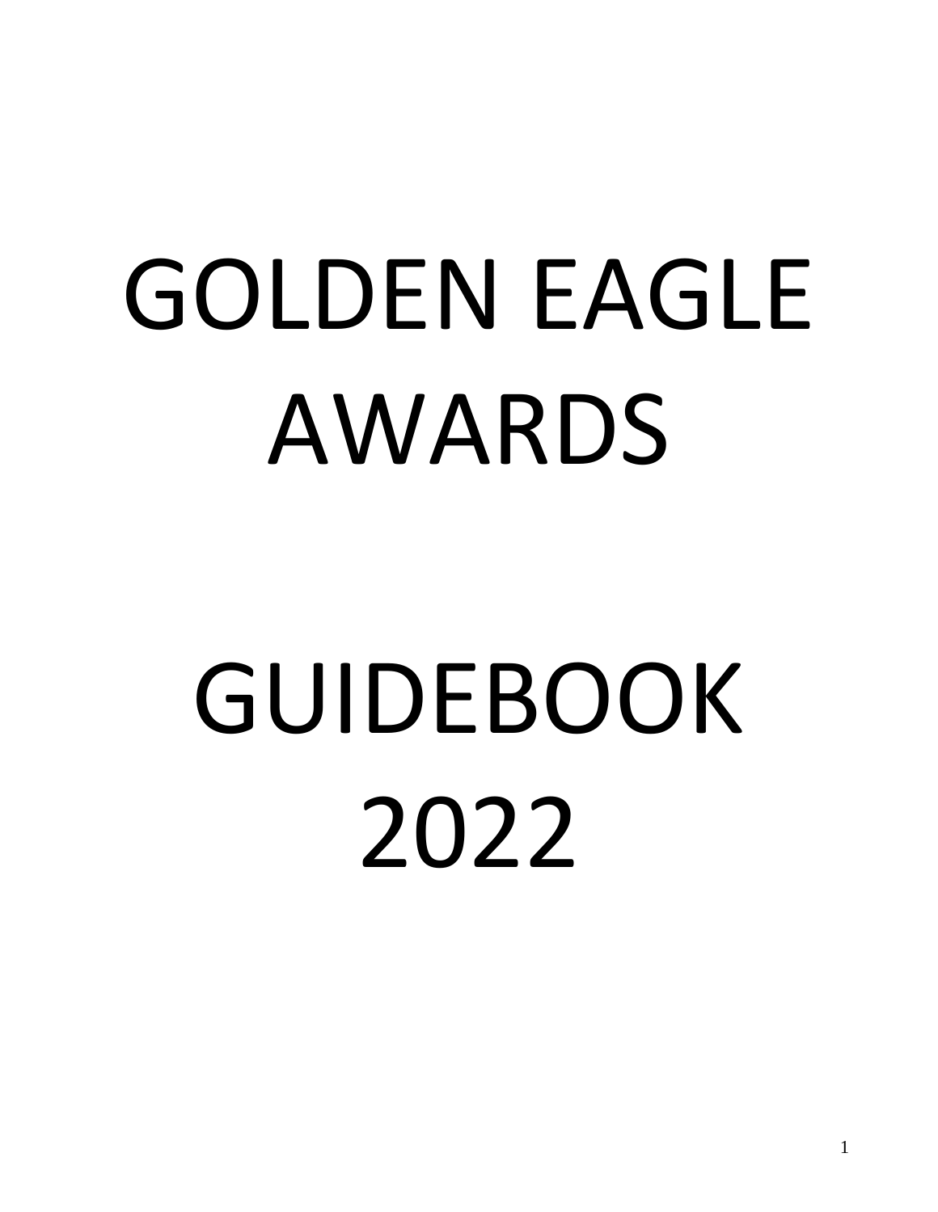# GOLDEN EAGLE AWARDS

# GUIDEBOOK 2022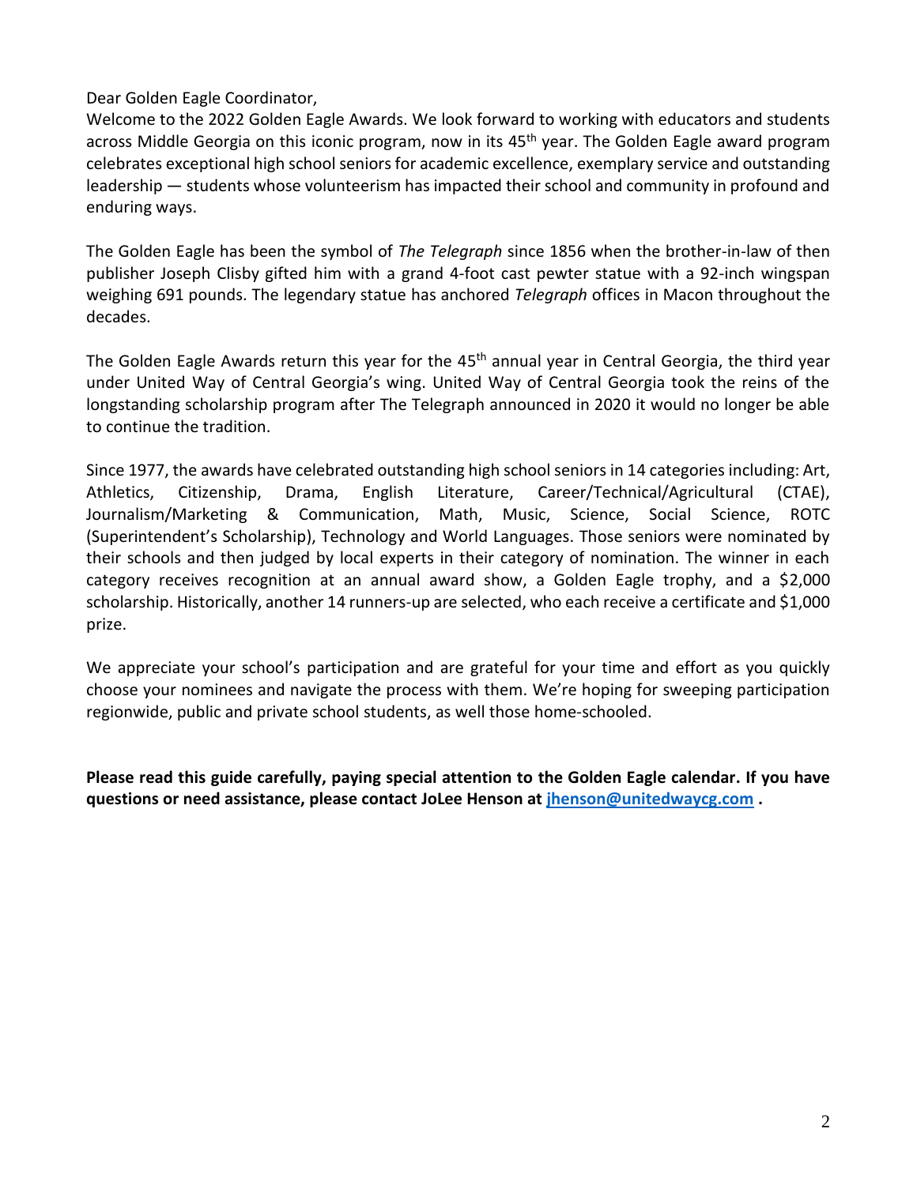Dear Golden Eagle Coordinator,
Welcome to the 2022 Golden Eagle Awards. We look forward to working with educators and students across Middle Georgia on this iconic program, now in its 45th year. The Golden Eagle award program celebrates exceptional high school seniors for academic excellence, exemplary service and outstanding leadership — students whose volunteerism has impacted their school and community in profound and enduring ways.

The Golden Eagle has been the symbol of *The Telegraph* since 1856 when the brother-in-law of then publisher Joseph Clisby gifted him with a grand 4-foot cast pewter statue with a 92-inch wingspan weighing 691 pounds. The legendary statue has anchored *Telegraph* offices in Macon throughout the decades.

The Golden Eagle Awards return this year for the 45th annual year in Central Georgia, the third year under United Way of Central Georgia's wing. United Way of Central Georgia took the reins of the longstanding scholarship program after The Telegraph announced in 2020 it would no longer be able to continue the tradition.

Since 1977, the awards have celebrated outstanding high school seniors in 14 categories including: Art, Athletics, Citizenship, Drama, English Literature, Career/Technical/Agricultural (CTAE), Journalism/Marketing & Communication, Math, Music, Science, Social Science, ROTC (Superintendent's Scholarship), Technology and World Languages. Those seniors were nominated by their schools and then judged by local experts in their category of nomination. The winner in each category receives recognition at an annual award show, a Golden Eagle trophy, and a $2,000 scholarship. Historically, another 14 runners-up are selected, who each receive a certificate and $1,000 prize.

We appreciate your school's participation and are grateful for your time and effort as you quickly choose your nominees and navigate the process with them. We're hoping for sweeping participation regionwide, public and private school students, as well those home-schooled.

**Please read this guide carefully, paying special attention to the Golden Eagle calendar. If you have questions or need assistance, please contact JoLee Henson at jhenson@unitedwaycg.com .**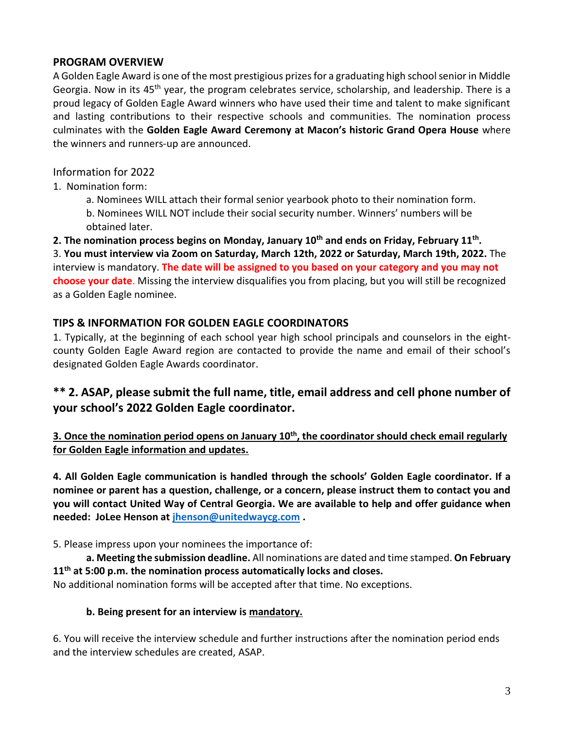## PROGRAM OVERVIEW

A Golden Eagle Award is one of the most prestigious prizes for a graduating high school senior in Middle Georgia. Now in its 45th year, the program celebrates service, scholarship, and leadership. There is a proud legacy of Golden Eagle Award winners who have used their time and talent to make significant and lasting contributions to their respective schools and communities. The nomination process culminates with the **Golden Eagle Award Ceremony at Macon's historic Grand Opera House** where the winners and runners-up are announced.

### Information for 2022

1. Nomination form:
   a. Nominees WILL attach their formal senior yearbook photo to their nomination form.
   b. Nominees WILL NOT include their social security number. Winners' numbers will be obtained later.

**2. The nomination process begins on Monday, January 10th and ends on Friday, February 11th.**

3. **You must interview via Zoom on Saturday, March 12th, 2022 or Saturday, March 19th, 2022.** The interview is mandatory. **The date will be assigned to you based on your category and you may not choose your date**. Missing the interview disqualifies you from placing, but you will still be recognized as a Golden Eagle nominee.

## TIPS & INFORMATION FOR GOLDEN EAGLE COORDINATORS

1. Typically, at the beginning of each school year high school principals and counselors in the eight-county Golden Eagle Award region are contacted to provide the name and email of their school's designated Golden Eagle Awards coordinator.

### ** 2. ASAP, please submit the full name, title, email address and cell phone number of your school's 2022 Golden Eagle coordinator.

**3. Once the nomination period opens on January 10th, the coordinator should check email regularly for Golden Eagle information and updates.**

**4. All Golden Eagle communication is handled through the schools' Golden Eagle coordinator. If a nominee or parent has a question, challenge, or a concern, please instruct them to contact you and you will contact United Way of Central Georgia. We are available to help and offer guidance when needed: JoLee Henson at jhenson@unitedwaycg.com .**

5. Please impress upon your nominees the importance of:

   **a. Meeting the submission deadline.** All nominations are dated and time stamped. **On February 11th at 5:00 p.m. the nomination process automatically locks and closes.**
No additional nomination forms will be accepted after that time. No exceptions.

   **b. Being present for an interview is mandatory.**

6. You will receive the interview schedule and further instructions after the nomination period ends and the interview schedules are created, ASAP.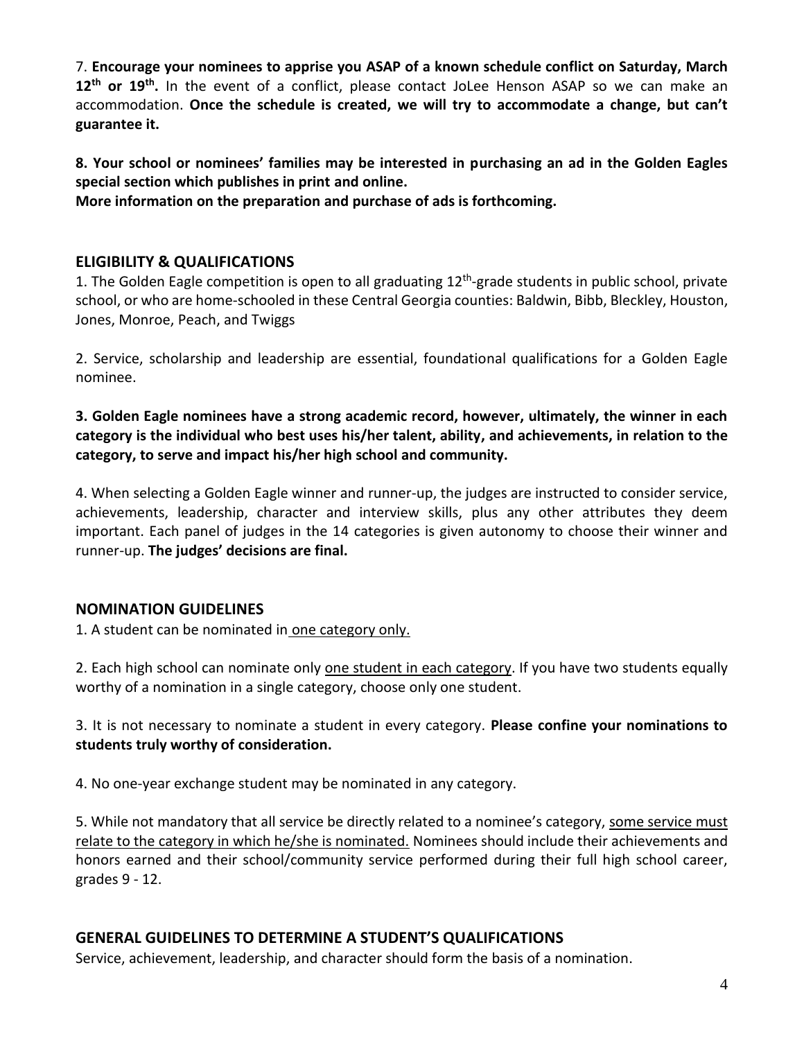7. **Encourage your nominees to apprise you ASAP of a known schedule conflict on Saturday, March 12th or 19th.** In the event of a conflict, please contact JoLee Henson ASAP so we can make an accommodation. **Once the schedule is created, we will try to accommodate a change, but can't guarantee it.**

**8. Your school or nominees' families may be interested in purchasing an ad in the Golden Eagles special section which publishes in print and online.**
**More information on the preparation and purchase of ads is forthcoming.**

## ELIGIBILITY & QUALIFICATIONS

1. The Golden Eagle competition is open to all graduating 12th-grade students in public school, private school, or who are home-schooled in these Central Georgia counties: Baldwin, Bibb, Bleckley, Houston, Jones, Monroe, Peach, and Twiggs

2. Service, scholarship and leadership are essential, foundational qualifications for a Golden Eagle nominee.

**3. Golden Eagle nominees have a strong academic record, however, ultimately, the winner in each category is the individual who best uses his/her talent, ability, and achievements, in relation to the category, to serve and impact his/her high school and community.**

4. When selecting a Golden Eagle winner and runner-up, the judges are instructed to consider service, achievements, leadership, character and interview skills, plus any other attributes they deem important. Each panel of judges in the 14 categories is given autonomy to choose their winner and runner-up. **The judges' decisions are final.**

## NOMINATION GUIDELINES

1. A student can be nominated in one category only.

2. Each high school can nominate only one student in each category. If you have two students equally worthy of a nomination in a single category, choose only one student.

3. It is not necessary to nominate a student in every category. **Please confine your nominations to students truly worthy of consideration.**

4. No one-year exchange student may be nominated in any category.

5. While not mandatory that all service be directly related to a nominee's category, some service must relate to the category in which he/she is nominated. Nominees should include their achievements and honors earned and their school/community service performed during their full high school career, grades 9 - 12.

## GENERAL GUIDELINES TO DETERMINE A STUDENT'S QUALIFICATIONS

Service, achievement, leadership, and character should form the basis of a nomination.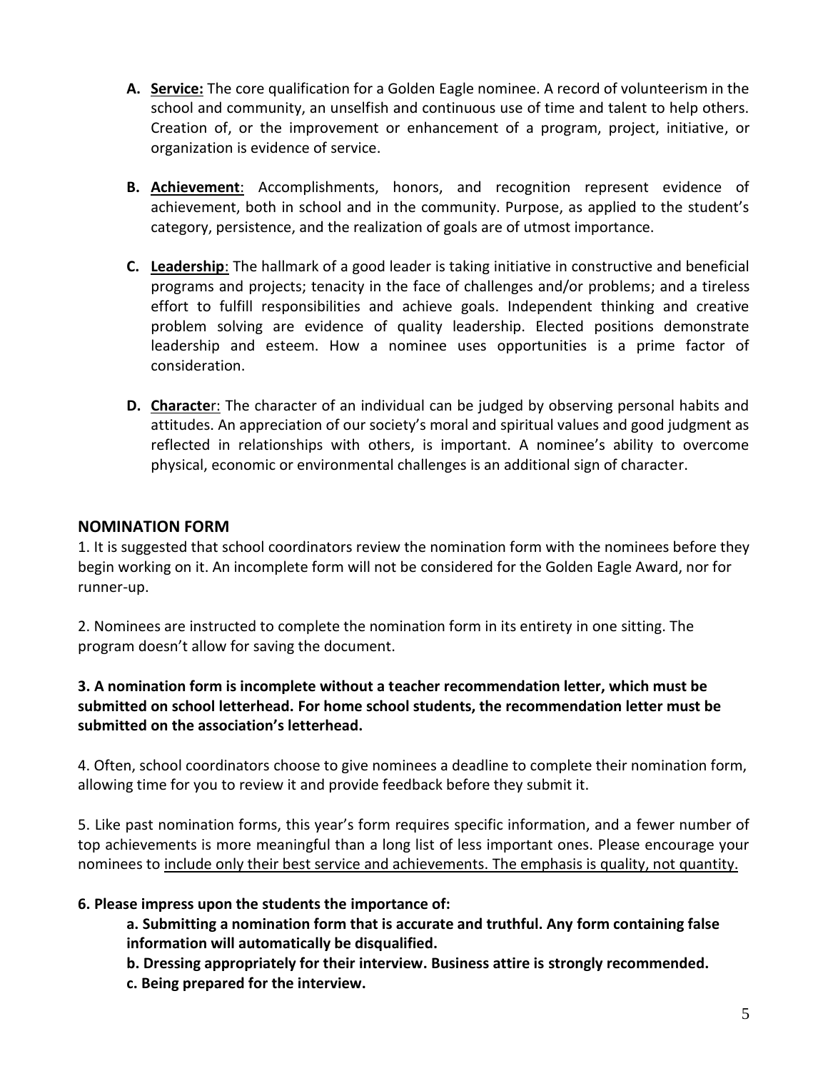A. **Service:** The core qualification for a Golden Eagle nominee. A record of volunteerism in the school and community, an unselfish and continuous use of time and talent to help others. Creation of, or the improvement or enhancement of a program, project, initiative, or organization is evidence of service.

B. **Achievement**: Accomplishments, honors, and recognition represent evidence of achievement, both in school and in the community. Purpose, as applied to the student's category, persistence, and the realization of goals are of utmost importance.

C. **Leadership**: The hallmark of a good leader is taking initiative in constructive and beneficial programs and projects; tenacity in the face of challenges and/or problems; and a tireless effort to fulfill responsibilities and achieve goals. Independent thinking and creative problem solving are evidence of quality leadership. Elected positions demonstrate leadership and esteem. How a nominee uses opportunities is a prime factor of consideration.

D. **Character**: The character of an individual can be judged by observing personal habits and attitudes. An appreciation of our society's moral and spiritual values and good judgment as reflected in relationships with others, is important. A nominee's ability to overcome physical, economic or environmental challenges is an additional sign of character.

## NOMINATION FORM

1. It is suggested that school coordinators review the nomination form with the nominees before they begin working on it. An incomplete form will not be considered for the Golden Eagle Award, nor for runner-up.

2. Nominees are instructed to complete the nomination form in its entirety in one sitting. The program doesn't allow for saving the document.

**3. A nomination form is incomplete without a teacher recommendation letter, which must be submitted on school letterhead. For home school students, the recommendation letter must be submitted on the association's letterhead.**

4. Often, school coordinators choose to give nominees a deadline to complete their nomination form, allowing time for you to review it and provide feedback before they submit it.

5. Like past nomination forms, this year's form requires specific information, and a fewer number of top achievements is more meaningful than a long list of less important ones. Please encourage your nominees to include only their best service and achievements. The emphasis is quality, not quantity.

**6. Please impress upon the students the importance of:**

**a. Submitting a nomination form that is accurate and truthful. Any form containing false information will automatically be disqualified.**

**b. Dressing appropriately for their interview. Business attire is strongly recommended.**

**c. Being prepared for the interview.**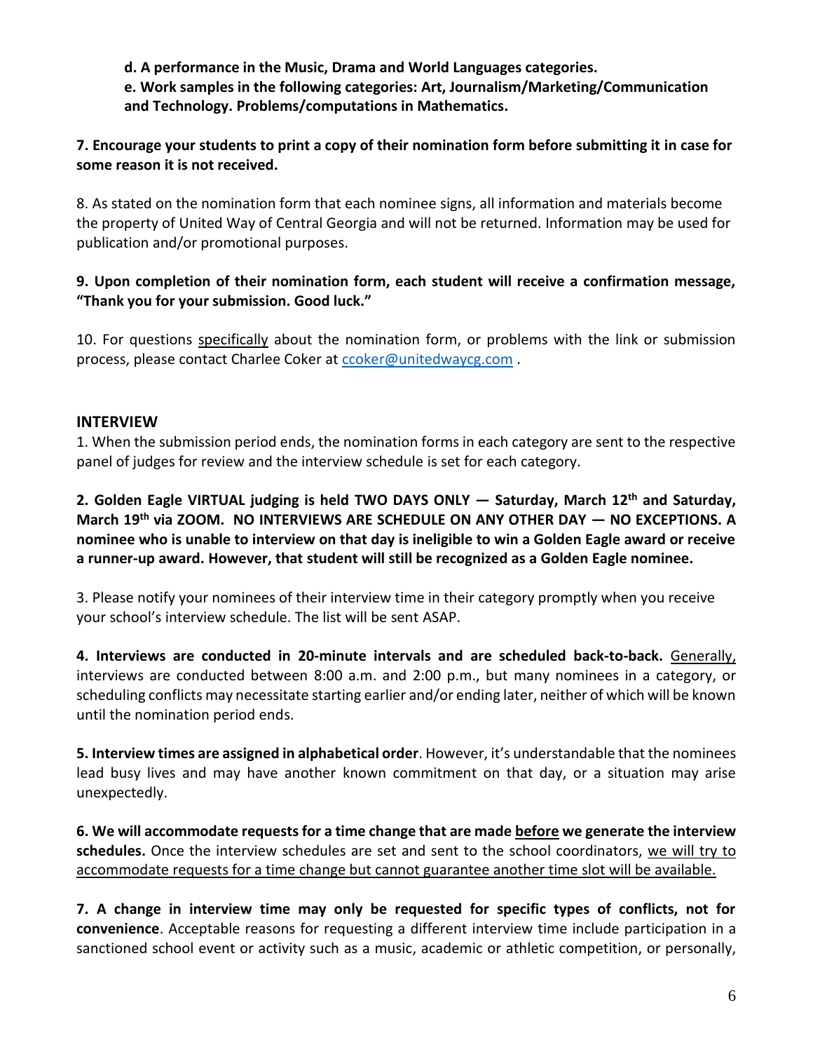**d. A performance in the Music, Drama and World Languages categories.**

**e. Work samples in the following categories: Art, Journalism/Marketing/Communication and Technology. Problems/computations in Mathematics.**

**7. Encourage your students to print a copy of their nomination form before submitting it in case for some reason it is not received.**

8. As stated on the nomination form that each nominee signs, all information and materials become the property of United Way of Central Georgia and will not be returned. Information may be used for publication and/or promotional purposes.

**9. Upon completion of their nomination form, each student will receive a confirmation message, "Thank you for your submission. Good luck."**

10. For questions specifically about the nomination form, or problems with the link or submission process, please contact Charlee Coker at ccoker@unitedwaycg.com .

## INTERVIEW

1. When the submission period ends, the nomination forms in each category are sent to the respective panel of judges for review and the interview schedule is set for each category.

**2. Golden Eagle VIRTUAL judging is held TWO DAYS ONLY — Saturday, March 12th and Saturday, March 19th via ZOOM. NO INTERVIEWS ARE SCHEDULE ON ANY OTHER DAY — NO EXCEPTIONS. A nominee who is unable to interview on that day is ineligible to win a Golden Eagle award or receive a runner-up award. However, that student will still be recognized as a Golden Eagle nominee.**

3. Please notify your nominees of their interview time in their category promptly when you receive your school's interview schedule. The list will be sent ASAP.

**4. Interviews are conducted in 20-minute intervals and are scheduled back-to-back.** Generally, interviews are conducted between 8:00 a.m. and 2:00 p.m., but many nominees in a category, or scheduling conflicts may necessitate starting earlier and/or ending later, neither of which will be known until the nomination period ends.

**5. Interview times are assigned in alphabetical order**. However, it's understandable that the nominees lead busy lives and may have another known commitment on that day, or a situation may arise unexpectedly.

**6. We will accommodate requests for a time change that are made before we generate the interview schedules.** Once the interview schedules are set and sent to the school coordinators, we will try to accommodate requests for a time change but cannot guarantee another time slot will be available.

**7. A change in interview time may only be requested for specific types of conflicts, not for convenience**. Acceptable reasons for requesting a different interview time include participation in a sanctioned school event or activity such as a music, academic or athletic competition, or personally,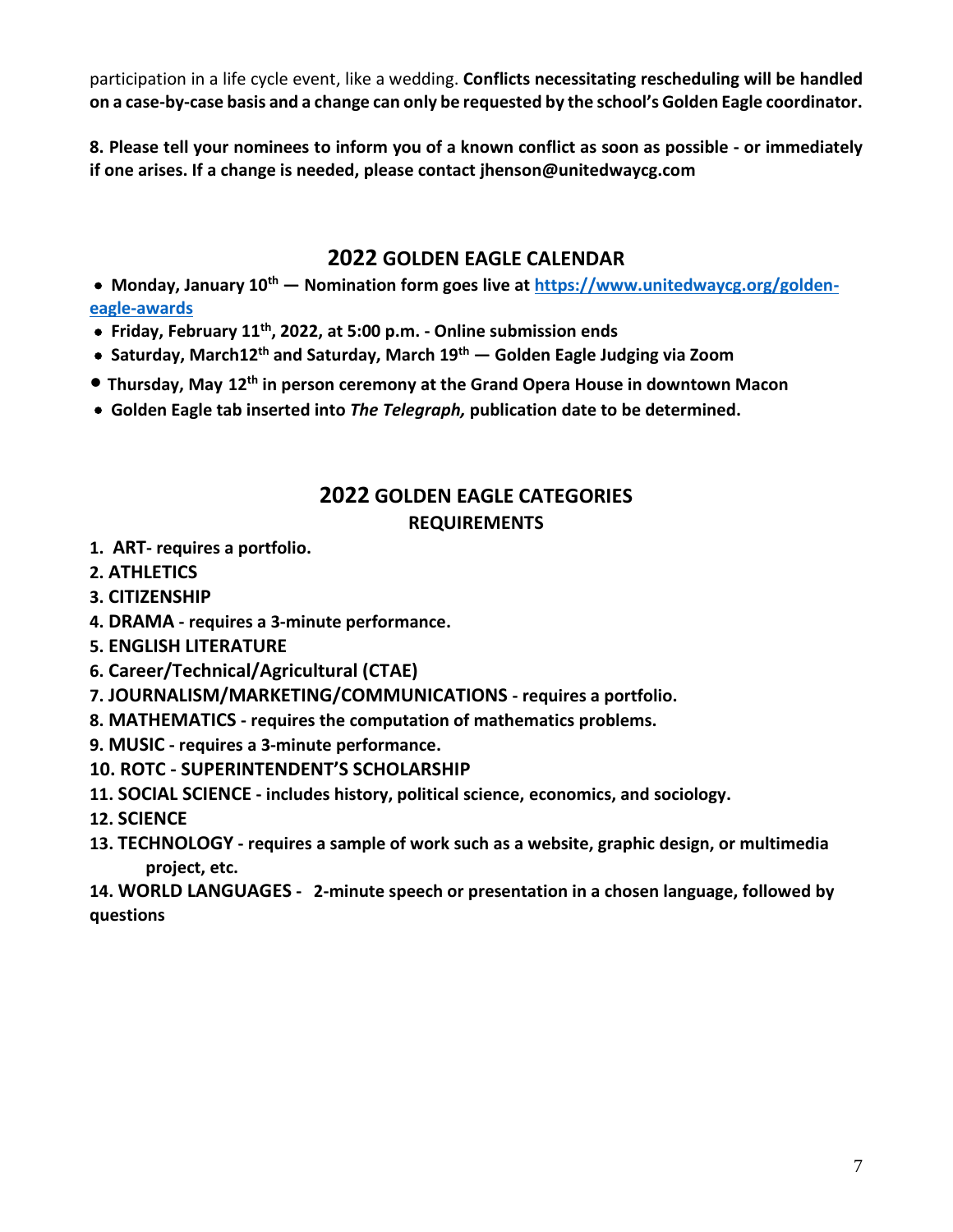participation in a life cycle event, like a wedding. **Conflicts necessitating rescheduling will be handled on a case-by-case basis and a change can only be requested by the school's Golden Eagle coordinator.**

**8. Please tell your nominees to inform you of a known conflict as soon as possible - or immediately if one arises. If a change is needed, please contact jhenson@unitedwaycg.com**

## 2022 GOLDEN EAGLE CALENDAR

- **Monday, January 10th — Nomination form goes live at [https://www.unitedwaycg.org/golden-eagle-awards](https://www.unitedwaycg.org/golden-eagle-awards)**
- **Friday, February 11th, 2022, at 5:00 p.m. - Online submission ends**
- **Saturday, March12th and Saturday, March 19th — Golden Eagle Judging via Zoom**
- **Thursday, May 12th in person ceremony at the Grand Opera House in downtown Macon**
- **Golden Eagle tab inserted into *The Telegraph,* publication date to be determined.**

## 2022 GOLDEN EAGLE CATEGORIES

### REQUIREMENTS

1. **ART- requires a portfolio.**
2. **ATHLETICS**
3. **CITIZENSHIP**
4. **DRAMA - requires a 3-minute performance.**
5. **ENGLISH LITERATURE**
6. **Career/Technical/Agricultural (CTAE)**
7. **JOURNALISM/MARKETING/COMMUNICATIONS - requires a portfolio.**
8. **MATHEMATICS - requires the computation of mathematics problems.**
9. **MUSIC - requires a 3-minute performance.**
10. **ROTC - SUPERINTENDENT'S SCHOLARSHIP**
11. **SOCIAL SCIENCE - includes history, political science, economics, and sociology.**
12. **SCIENCE**
13. **TECHNOLOGY - requires a sample of work such as a website, graphic design, or multimedia project, etc.**
14. **WORLD LANGUAGES - 2-minute speech or presentation in a chosen language, followed by questions**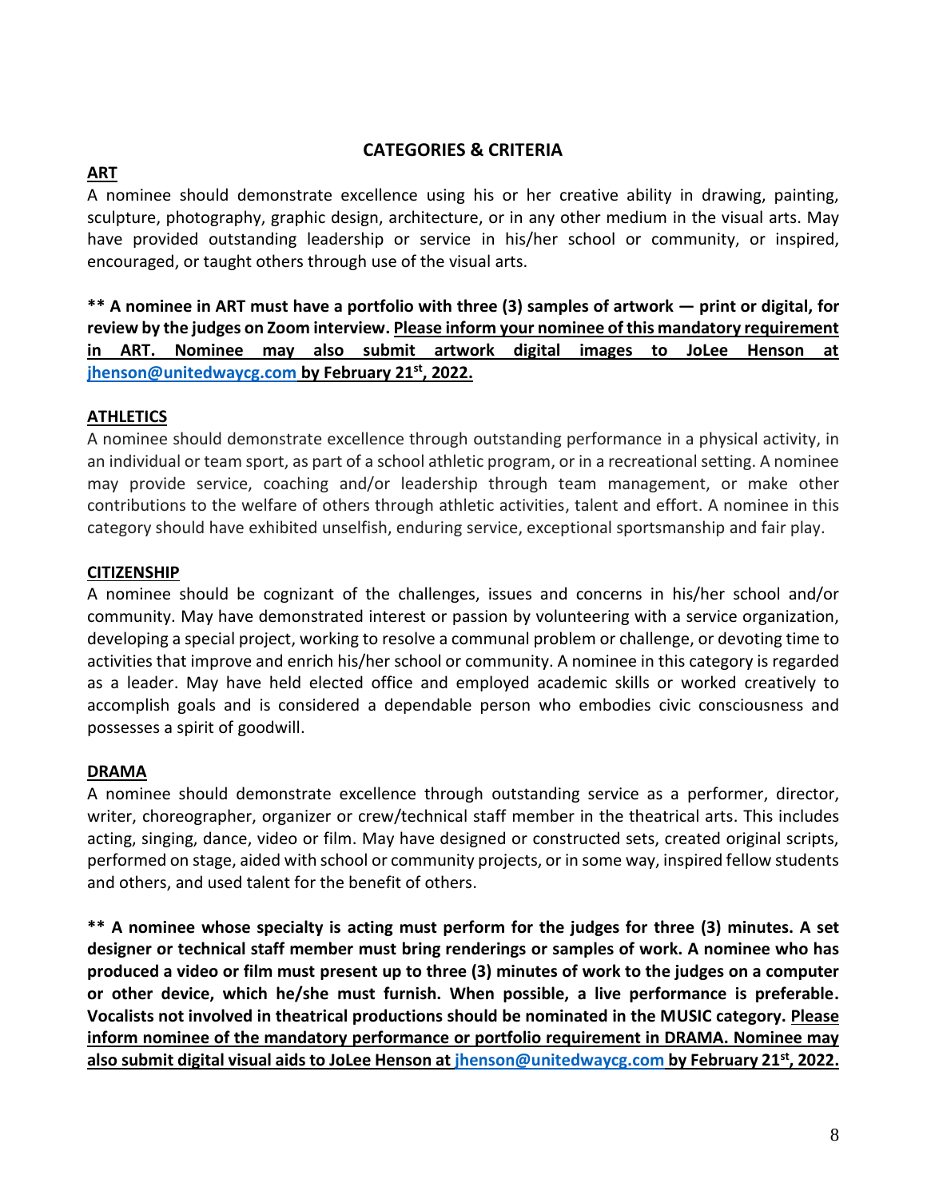## CATEGORIES & CRITERIA

### ART

A nominee should demonstrate excellence using his or her creative ability in drawing, painting, sculpture, photography, graphic design, architecture, or in any other medium in the visual arts. May have provided outstanding leadership or service in his/her school or community, or inspired, encouraged, or taught others through use of the visual arts.

**** A nominee in ART must have a portfolio with three (3) samples of artwork — print or digital, for review by the judges on Zoom interview. Please inform your nominee of this mandatory requirement in ART. Nominee may also submit artwork digital images to JoLee Henson at jhenson@unitedwaycg.com by February 21st, 2022.**

### ATHLETICS

A nominee should demonstrate excellence through outstanding performance in a physical activity, in an individual or team sport, as part of a school athletic program, or in a recreational setting. A nominee may provide service, coaching and/or leadership through team management, or make other contributions to the welfare of others through athletic activities, talent and effort. A nominee in this category should have exhibited unselfish, enduring service, exceptional sportsmanship and fair play.

### CITIZENSHIP

A nominee should be cognizant of the challenges, issues and concerns in his/her school and/or community. May have demonstrated interest or passion by volunteering with a service organization, developing a special project, working to resolve a communal problem or challenge, or devoting time to activities that improve and enrich his/her school or community. A nominee in this category is regarded as a leader. May have held elected office and employed academic skills or worked creatively to accomplish goals and is considered a dependable person who embodies civic consciousness and possesses a spirit of goodwill.

### DRAMA

A nominee should demonstrate excellence through outstanding service as a performer, director, writer, choreographer, organizer or crew/technical staff member in the theatrical arts. This includes acting, singing, dance, video or film. May have designed or constructed sets, created original scripts, performed on stage, aided with school or community projects, or in some way, inspired fellow students and others, and used talent for the benefit of others.

**** A nominee whose specialty is acting must perform for the judges for three (3) minutes. A set designer or technical staff member must bring renderings or samples of work. A nominee who has produced a video or film must present up to three (3) minutes of work to the judges on a computer or other device, which he/she must furnish. When possible, a live performance is preferable. Vocalists not involved in theatrical productions should be nominated in the MUSIC category. Please inform nominee of the mandatory performance or portfolio requirement in DRAMA. Nominee may also submit digital visual aids to JoLee Henson at jhenson@unitedwaycg.com by February 21st, 2022.**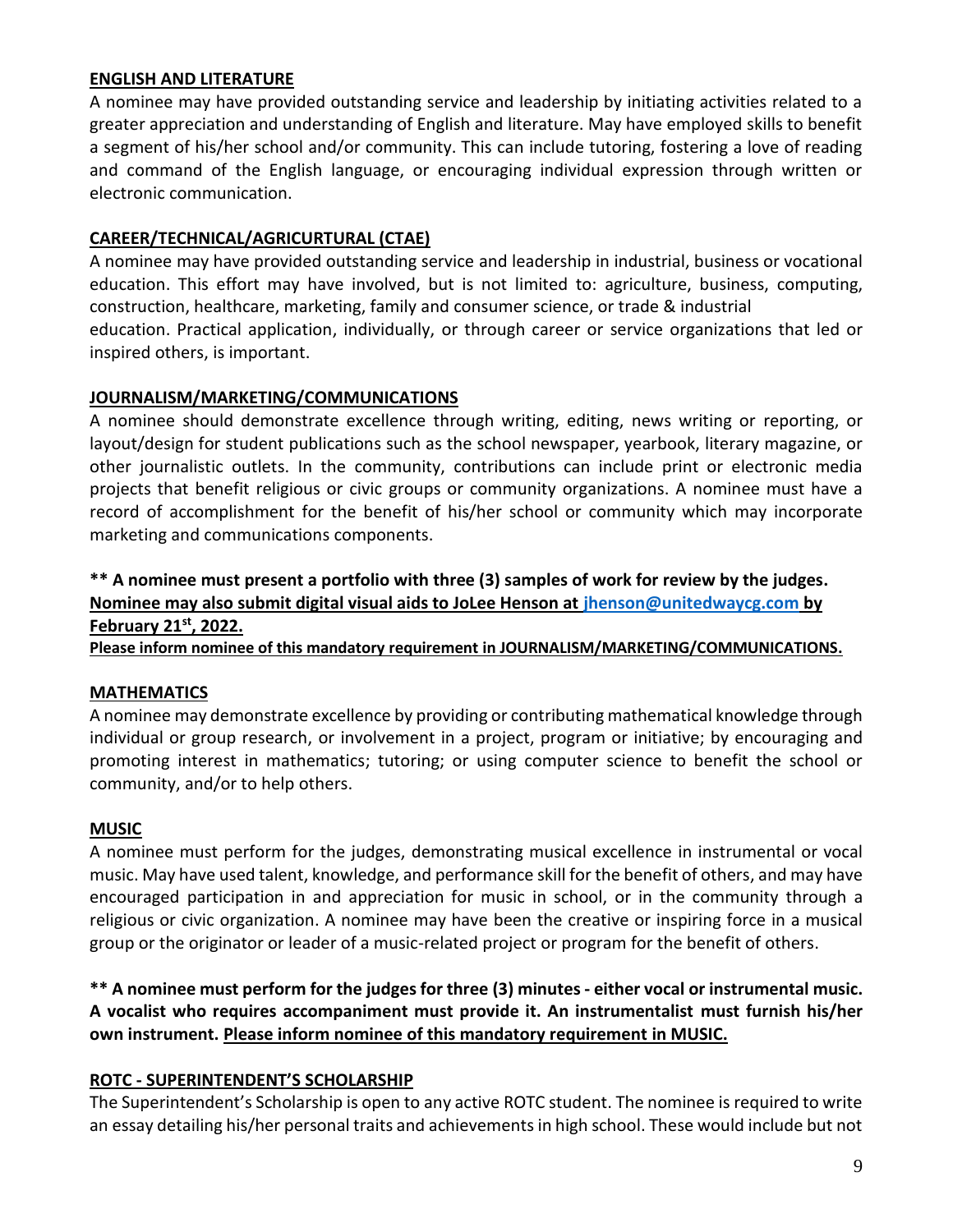## ENGLISH AND LITERATURE

A nominee may have provided outstanding service and leadership by initiating activities related to a greater appreciation and understanding of English and literature. May have employed skills to benefit a segment of his/her school and/or community. This can include tutoring, fostering a love of reading and command of the English language, or encouraging individual expression through written or electronic communication.

## CAREER/TECHNICAL/AGRICURTURAL (CTAE)

A nominee may have provided outstanding service and leadership in industrial, business or vocational education. This effort may have involved, but is not limited to: agriculture, business, computing, construction, healthcare, marketing, family and consumer science, or trade & industrial education. Practical application, individually, or through career or service organizations that led or inspired others, is important.

## JOURNALISM/MARKETING/COMMUNICATIONS

A nominee should demonstrate excellence through writing, editing, news writing or reporting, or layout/design for student publications such as the school newspaper, yearbook, literary magazine, or other journalistic outlets. In the community, contributions can include print or electronic media projects that benefit religious or civic groups or community organizations. A nominee must have a record of accomplishment for the benefit of his/her school or community which may incorporate marketing and communications components.

**\*\* A nominee must present a portfolio with three (3) samples of work for review by the judges. Nominee may also submit digital visual aids to JoLee Henson at jhenson@unitedwaycg.com by February 21st, 2022.**

**Please inform nominee of this mandatory requirement in JOURNALISM/MARKETING/COMMUNICATIONS.**

## MATHEMATICS

A nominee may demonstrate excellence by providing or contributing mathematical knowledge through individual or group research, or involvement in a project, program or initiative; by encouraging and promoting interest in mathematics; tutoring; or using computer science to benefit the school or community, and/or to help others.

## MUSIC

A nominee must perform for the judges, demonstrating musical excellence in instrumental or vocal music. May have used talent, knowledge, and performance skill for the benefit of others, and may have encouraged participation in and appreciation for music in school, or in the community through a religious or civic organization. A nominee may have been the creative or inspiring force in a musical group or the originator or leader of a music-related project or program for the benefit of others.

**\*\* A nominee must perform for the judges for three (3) minutes - either vocal or instrumental music. A vocalist who requires accompaniment must provide it. An instrumentalist must furnish his/her own instrument. Please inform nominee of this mandatory requirement in MUSIC.**

## ROTC - SUPERINTENDENT'S SCHOLARSHIP

The Superintendent's Scholarship is open to any active ROTC student. The nominee is required to write an essay detailing his/her personal traits and achievements in high school. These would include but not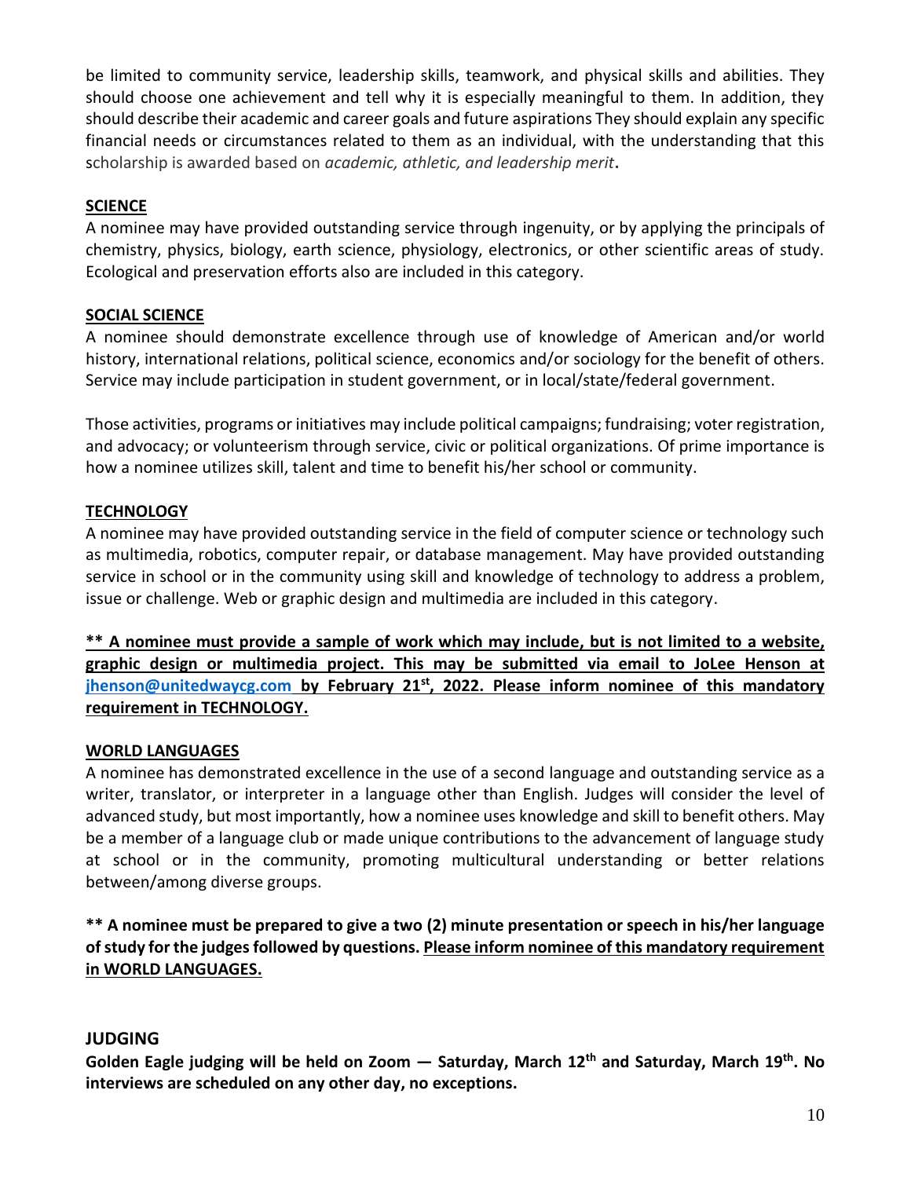be limited to community service, leadership skills, teamwork, and physical skills and abilities. They should choose one achievement and tell why it is especially meaningful to them. In addition, they should describe their academic and career goals and future aspirations They should explain any specific financial needs or circumstances related to them as an individual, with the understanding that this scholarship is awarded based on *academic, athletic, and leadership merit*.

**SCIENCE**

A nominee may have provided outstanding service through ingenuity, or by applying the principals of chemistry, physics, biology, earth science, physiology, electronics, or other scientific areas of study. Ecological and preservation efforts also are included in this category.

**SOCIAL SCIENCE**

A nominee should demonstrate excellence through use of knowledge of American and/or world history, international relations, political science, economics and/or sociology for the benefit of others. Service may include participation in student government, or in local/state/federal government.

Those activities, programs or initiatives may include political campaigns; fundraising; voter registration, and advocacy; or volunteerism through service, civic or political organizations. Of prime importance is how a nominee utilizes skill, talent and time to benefit his/her school or community.

**TECHNOLOGY**

A nominee may have provided outstanding service in the field of computer science or technology such as multimedia, robotics, computer repair, or database management. May have provided outstanding service in school or in the community using skill and knowledge of technology to address a problem, issue or challenge. Web or graphic design and multimedia are included in this category.

**\*\* A nominee must provide a sample of work which may include, but is not limited to a website, graphic design or multimedia project. This may be submitted via email to JoLee Henson at jhenson@unitedwaycg.com by February 21st, 2022. Please inform nominee of this mandatory requirement in TECHNOLOGY.**

**WORLD LANGUAGES**

A nominee has demonstrated excellence in the use of a second language and outstanding service as a writer, translator, or interpreter in a language other than English. Judges will consider the level of advanced study, but most importantly, how a nominee uses knowledge and skill to benefit others. May be a member of a language club or made unique contributions to the advancement of language study at school or in the community, promoting multicultural understanding or better relations between/among diverse groups.

**\*\* A nominee must be prepared to give a two (2) minute presentation or speech in his/her language of study for the judges followed by questions. Please inform nominee of this mandatory requirement in WORLD LANGUAGES.**

## JUDGING

**Golden Eagle judging will be held on Zoom — Saturday, March 12th and Saturday, March 19th. No interviews are scheduled on any other day, no exceptions.**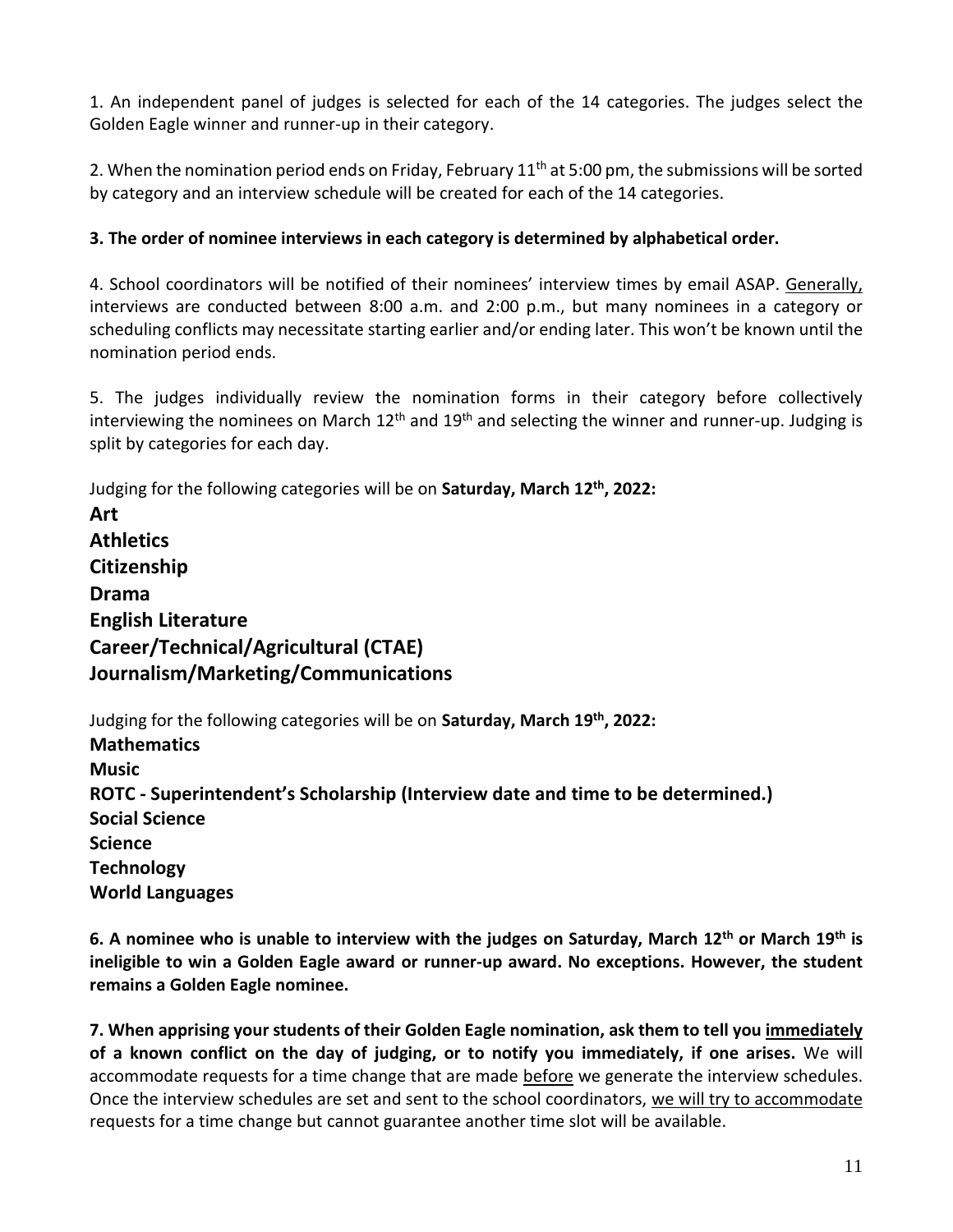1. An independent panel of judges is selected for each of the 14 categories. The judges select the Golden Eagle winner and runner-up in their category.

2. When the nomination period ends on Friday, February 11th at 5:00 pm, the submissions will be sorted by category and an interview schedule will be created for each of the 14 categories.

**3. The order of nominee interviews in each category is determined by alphabetical order.**

4. School coordinators will be notified of their nominees' interview times by email ASAP. Generally, interviews are conducted between 8:00 a.m. and 2:00 p.m., but many nominees in a category or scheduling conflicts may necessitate starting earlier and/or ending later. This won't be known until the nomination period ends.

5. The judges individually review the nomination forms in their category before collectively interviewing the nominees on March 12th and 19th and selecting the winner and runner-up. Judging is split by categories for each day.

Judging for the following categories will be on **Saturday, March 12th, 2022:**

**Art**
**Athletics**
**Citizenship**
**Drama**
**English Literature**
**Career/Technical/Agricultural (CTAE)**
**Journalism/Marketing/Communications**

Judging for the following categories will be on **Saturday, March 19th, 2022:**

**Mathematics**
**Music**
**ROTC - Superintendent's Scholarship (Interview date and time to be determined.)**
**Social Science**
**Science**
**Technology**
**World Languages**

**6. A nominee who is unable to interview with the judges on Saturday, March 12th or March 19th is ineligible to win a Golden Eagle award or runner-up award. No exceptions. However, the student remains a Golden Eagle nominee.**

**7. When apprising your students of their Golden Eagle nomination, ask them to tell you immediately of a known conflict on the day of judging, or to notify you immediately, if one arises.** We will accommodate requests for a time change that are made before we generate the interview schedules. Once the interview schedules are set and sent to the school coordinators, we will try to accommodate requests for a time change but cannot guarantee another time slot will be available.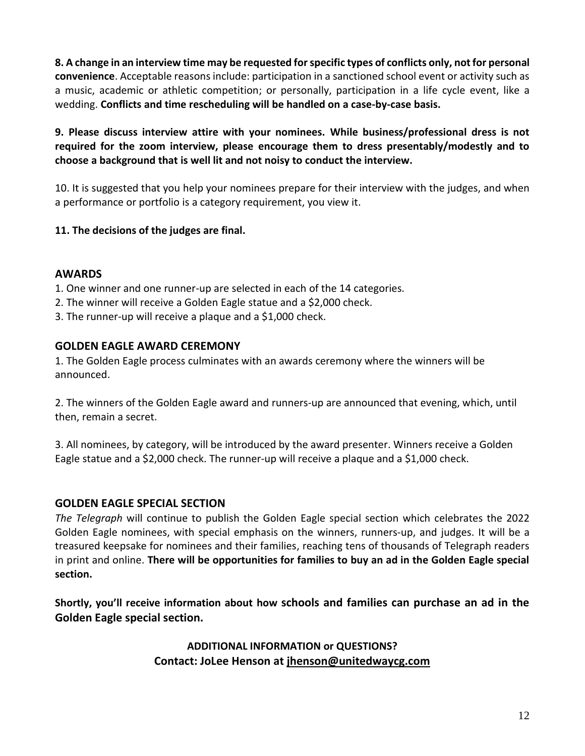**8. A change in an interview time may be requested for specific types of conflicts only, not for personal convenience**. Acceptable reasons include: participation in a sanctioned school event or activity such as a music, academic or athletic competition; or personally, participation in a life cycle event, like a wedding. **Conflicts and time rescheduling will be handled on a case-by-case basis.**

**9. Please discuss interview attire with your nominees. While business/professional dress is not required for the zoom interview, please encourage them to dress presentably/modestly and to choose a background that is well lit and not noisy to conduct the interview.**

10. It is suggested that you help your nominees prepare for their interview with the judges, and when a performance or portfolio is a category requirement, you view it.

**11. The decisions of the judges are final.**

## AWARDS

1. One winner and one runner-up are selected in each of the 14 categories.
2. The winner will receive a Golden Eagle statue and a $2,000 check.
3. The runner-up will receive a plaque and a $1,000 check.

## GOLDEN EAGLE AWARD CEREMONY

1. The Golden Eagle process culminates with an awards ceremony where the winners will be announced.

2. The winners of the Golden Eagle award and runners-up are announced that evening, which, until then, remain a secret.

3. All nominees, by category, will be introduced by the award presenter. Winners receive a Golden Eagle statue and a $2,000 check. The runner-up will receive a plaque and a $1,000 check.

## GOLDEN EAGLE SPECIAL SECTION

*The Telegraph* will continue to publish the Golden Eagle special section which celebrates the 2022 Golden Eagle nominees, with special emphasis on the winners, runners-up, and judges. It will be a treasured keepsake for nominees and their families, reaching tens of thousands of Telegraph readers in print and online. **There will be opportunities for families to buy an ad in the Golden Eagle special section.**

**Shortly, you'll receive information about how schools and families can purchase an ad in the Golden Eagle special section.**

**ADDITIONAL INFORMATION or QUESTIONS?**
**Contact: JoLee Henson at jhenson@unitedwaycg.com**